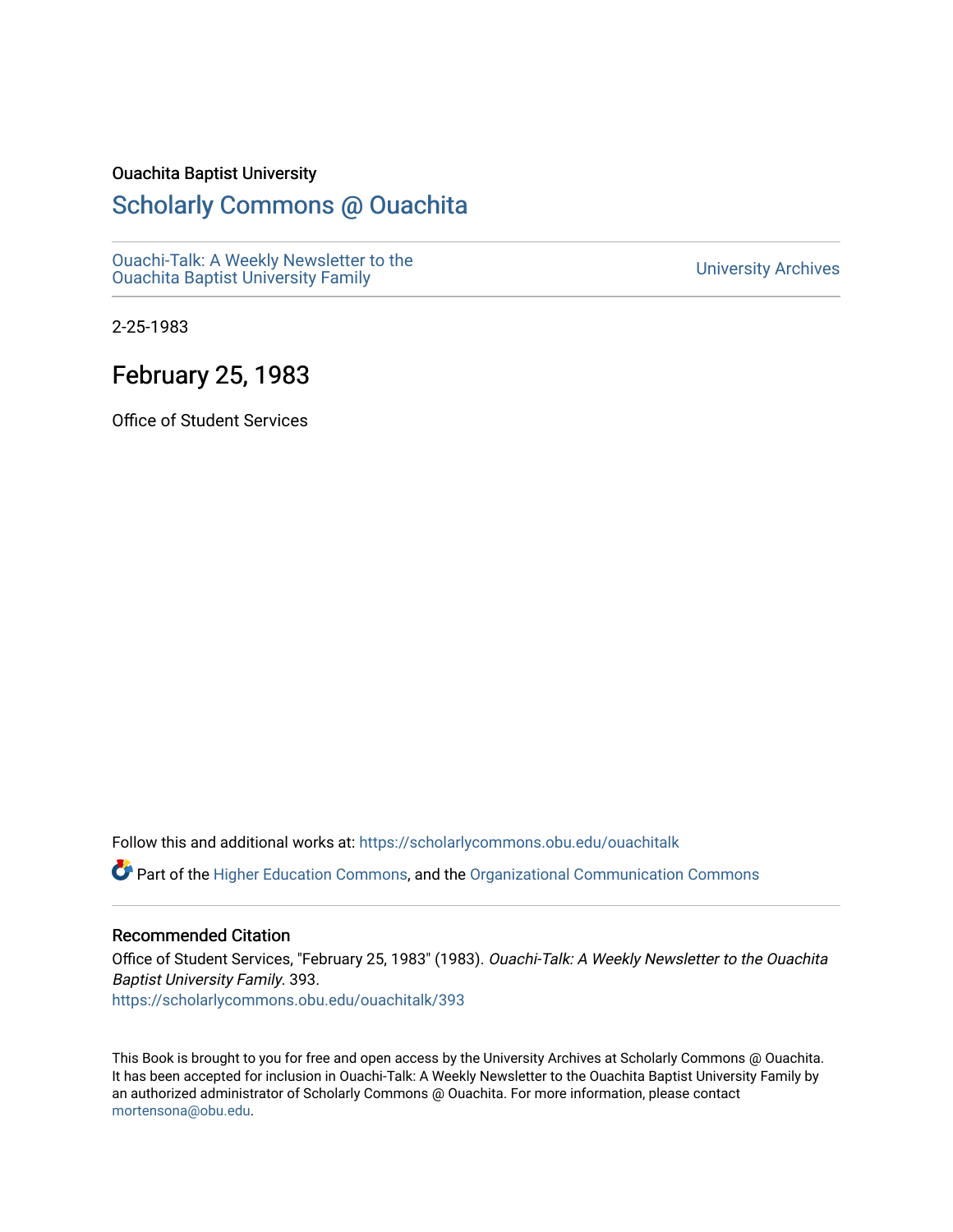Ouachita Baptist University

# Scholarly Commons @ Ouachita

Ouachi-Talk: A Weekly Newsletter to the Ouachita Baptist University Family

University Archives

2-25-1983

## February 25, 1983

Office of Student Services

Follow this and additional works at: https://scholarlycommons.obu.edu/ouachitalk

Part of the Higher Education Commons, and the Organizational Communication Commons

### Recommended Citation

Office of Student Services, "February 25, 1983" (1983). *Ouachi-Talk: A Weekly Newsletter to the Ouachita Baptist University Family*. 393.
https://scholarlycommons.obu.edu/ouachitalk/393

This Book is brought to you for free and open access by the University Archives at Scholarly Commons @ Ouachita. It has been accepted for inclusion in Ouachi-Talk: A Weekly Newsletter to the Ouachita Baptist University Family by an authorized administrator of Scholarly Commons @ Ouachita. For more information, please contact mortensona@obu.edu.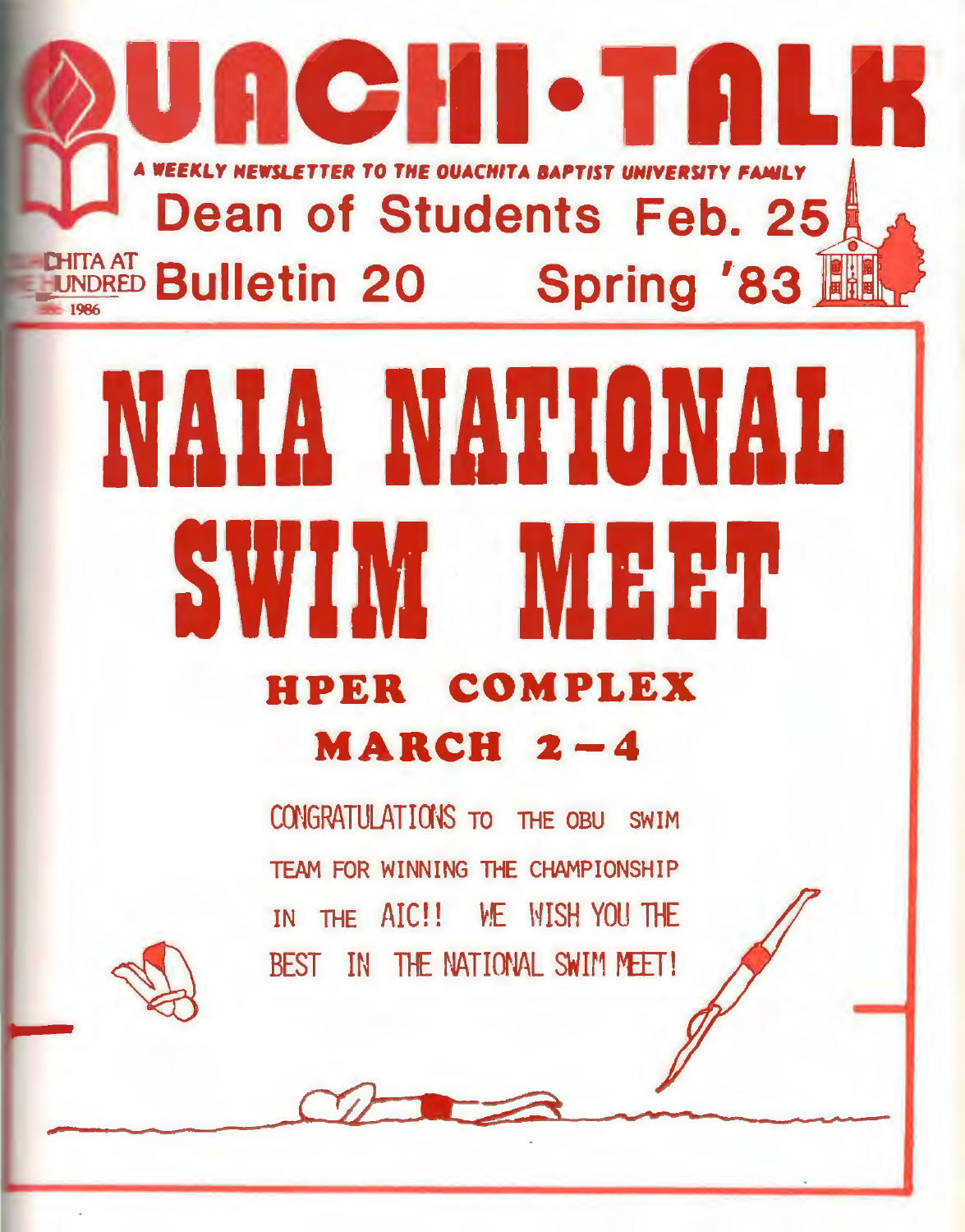# OUACHI-TALK

A WEEKLY NEWSLETTER TO THE OUACHITA BAPTIST UNIVERSITY FAMILY

Dean of Students Feb. 25

Bulletin 20 Spring '83

# NAIA NATIONAL SWIM MEET

## HPER COMPLEX

## MARCH 2–4

CONGRATULATIONS TO THE OBU SWIM TEAM FOR WINNING THE CHAMPIONSHIP IN THE AIC!! WE WISH YOU THE BEST IN THE NATIONAL SWIM MEET!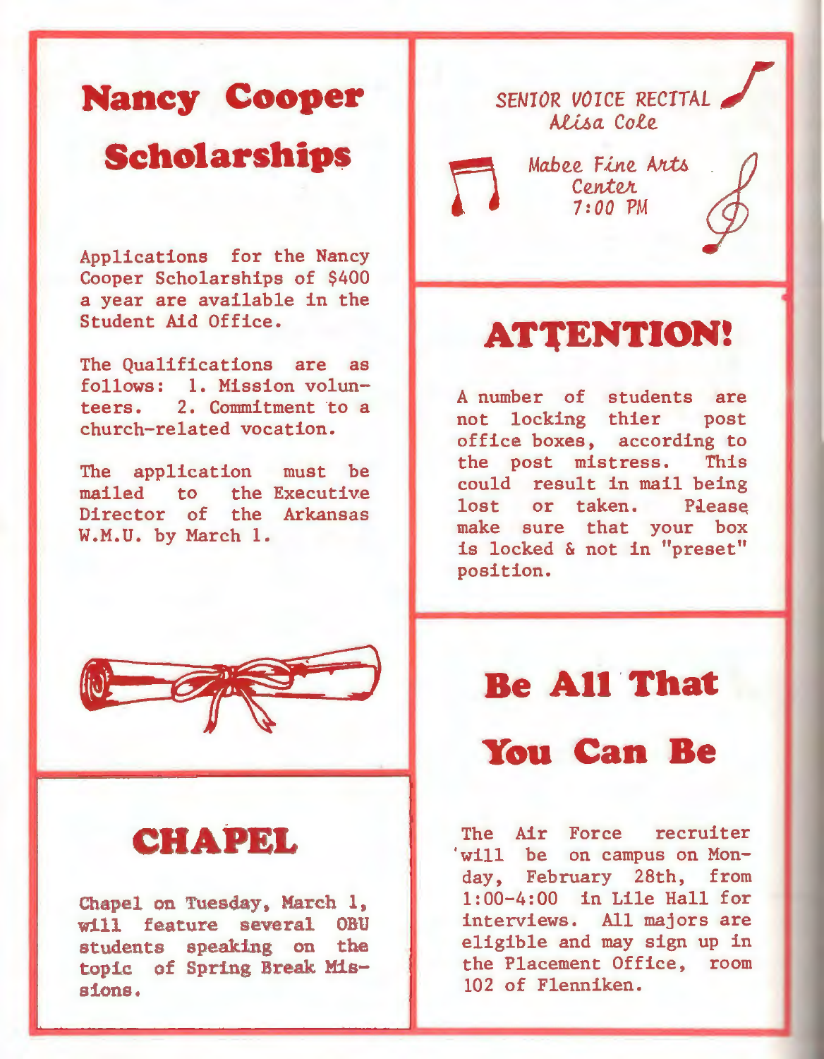# Nancy Cooper Scholarships

Applications for the Nancy Cooper Scholarships of $400 a year are available in the Student Aid Office.

The Qualifications are as follows: 1. Mission volunteers. 2. Commitment to a church-related vocation.

The application must be mailed to the Executive Director of the Arkansas W.M.U. by March 1.

# CHAPEL

Chapel on Tuesday, March 1, will feature several OBU students speaking on the topic of Spring Break Missions.

*SENIOR VOICE RECITAL*
*Alisa Cole*

*Mabee Fine Arts Center*
*7:00 PM*

# ATTENTION!

A number of students are not locking thier post office boxes, according to the post mistress. This could result in mail being lost or taken. Please make sure that your box is locked & not in "preset" position.

# Be All That You Can Be

The Air Force recruiter will be on campus on Monday, February 28th, from 1:00-4:00 in Lile Hall for interviews. All majors are eligible and may sign up in the Placement Office, room 102 of Flenniken.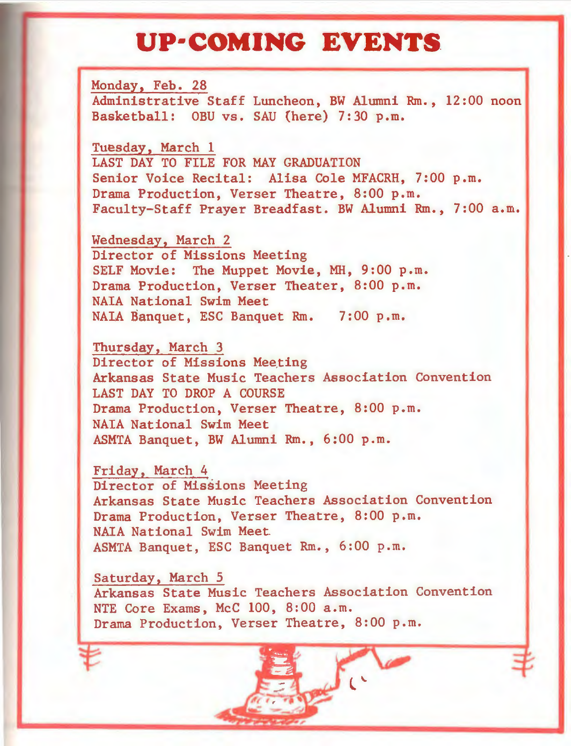# UP-COMING EVENTS

Monday, Feb. 28
Administrative Staff Luncheon, BW Alumni Rm., 12:00 noon
Basketball: OBU vs. SAU (here) 7:30 p.m.

Tuesday, March 1
LAST DAY TO FILE FOR MAY GRADUATION
Senior Voice Recital: Alisa Cole MFACRH, 7:00 p.m.
Drama Production, Verser Theatre, 8:00 p.m.
Faculty-Staff Prayer Breadfast. BW Alumni Rm., 7:00 a.m.

Wednesday, March 2
Director of Missions Meeting
SELF Movie: The Muppet Movie, MH, 9:00 p.m.
Drama Production, Verser Theater, 8:00 p.m.
NAIA National Swim Meet
NAIA Banquet, ESC Banquet Rm. 7:00 p.m.

Thursday, March 3
Director of Missions Meeting
Arkansas State Music Teachers Association Convention
LAST DAY TO DROP A COURSE
Drama Production, Verser Theatre, 8:00 p.m.
NAIA National Swim Meet
ASMTA Banquet, BW Alumni Rm., 6:00 p.m.

Friday, March 4
Director of Missions Meeting
Arkansas State Music Teachers Association Convention
Drama Production, Verser Theatre, 8:00 p.m.
NAIA National Swim Meet
ASMTA Banquet, ESC Banquet Rm., 6:00 p.m.

Saturday, March 5
Arkansas State Music Teachers Association Convention
NTE Core Exams, McC 100, 8:00 a.m.
Drama Production, Verser Theatre, 8:00 p.m.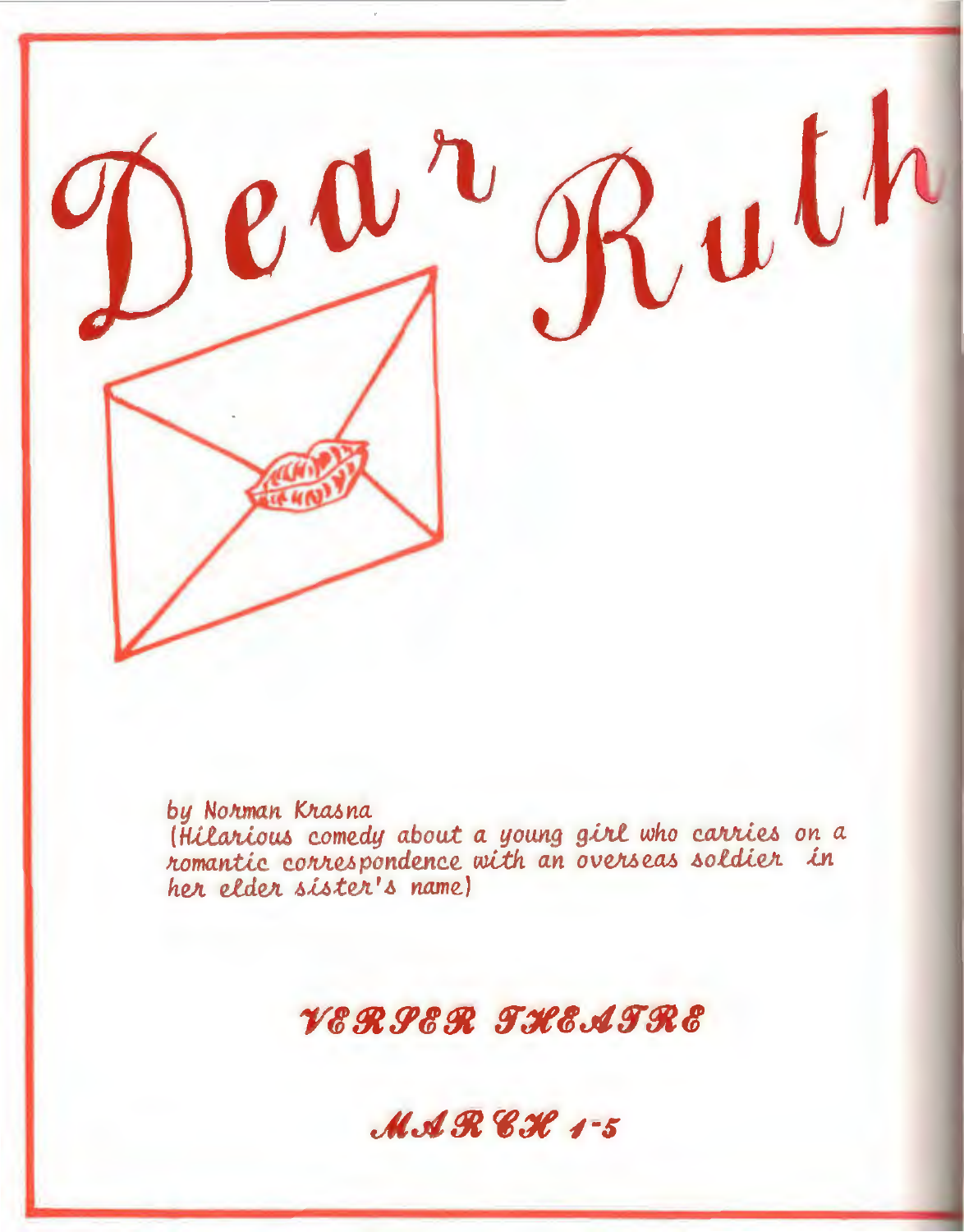# Dear Ruth

by Norman Krasna
(Hilarious comedy about a young girl who carries on a romantic correspondence with an overseas soldier in her elder sister's name)

VERPER THEATRE

MARCH 1-5